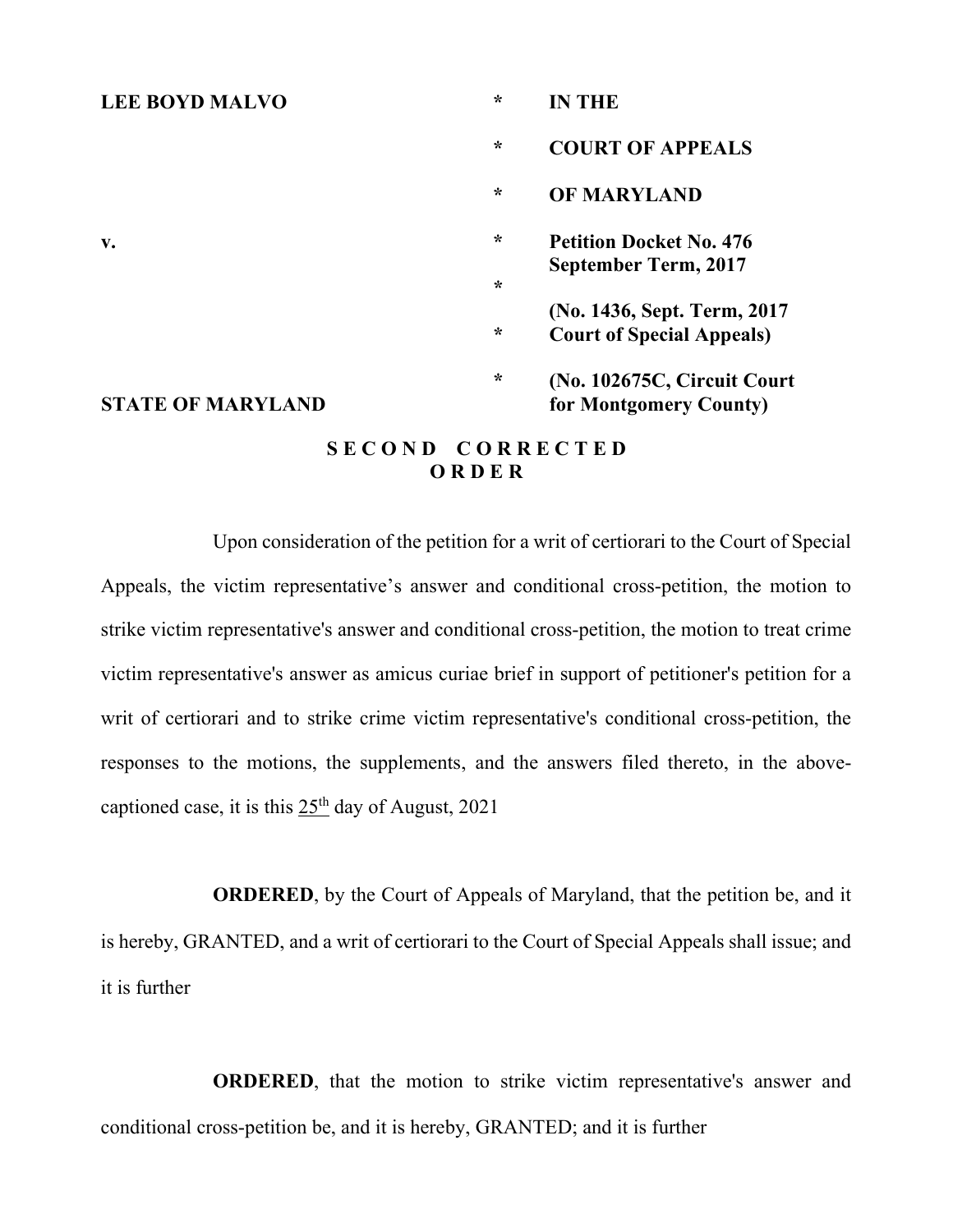| | | |
|---|---|---|
| **LEE BOYD MALVO** | * | **IN THE** |
| | * | **COURT OF APPEALS** |
| | * | **OF MARYLAND** |
| **v.** | * | **Petition Docket No. 476** **September Term, 2017** |
| | * | **(No. 1436, Sept. Term, 2017** **Court of Special Appeals)** |
| **STATE OF MARYLAND** | * | **(No. 102675C, Circuit Court** **for Montgomery County)** |

**S E C O N D   C O R R E C T E D**
**O R D E R**

Upon consideration of the petition for a writ of certiorari to the Court of Special Appeals, the victim representative's answer and conditional cross-petition, the motion to strike victim representative's answer and conditional cross-petition, the motion to treat crime victim representative's answer as amicus curiae brief in support of petitioner's petition for a writ of certiorari and to strike crime victim representative's conditional cross-petition, the responses to the motions, the supplements, and the answers filed thereto, in the above-captioned case, it is this 25th day of August, 2021

**ORDERED**, by the Court of Appeals of Maryland, that the petition be, and it is hereby, GRANTED, and a writ of certiorari to the Court of Special Appeals shall issue; and it is further

**ORDERED**, that the motion to strike victim representative's answer and conditional cross-petition be, and it is hereby, GRANTED; and it is further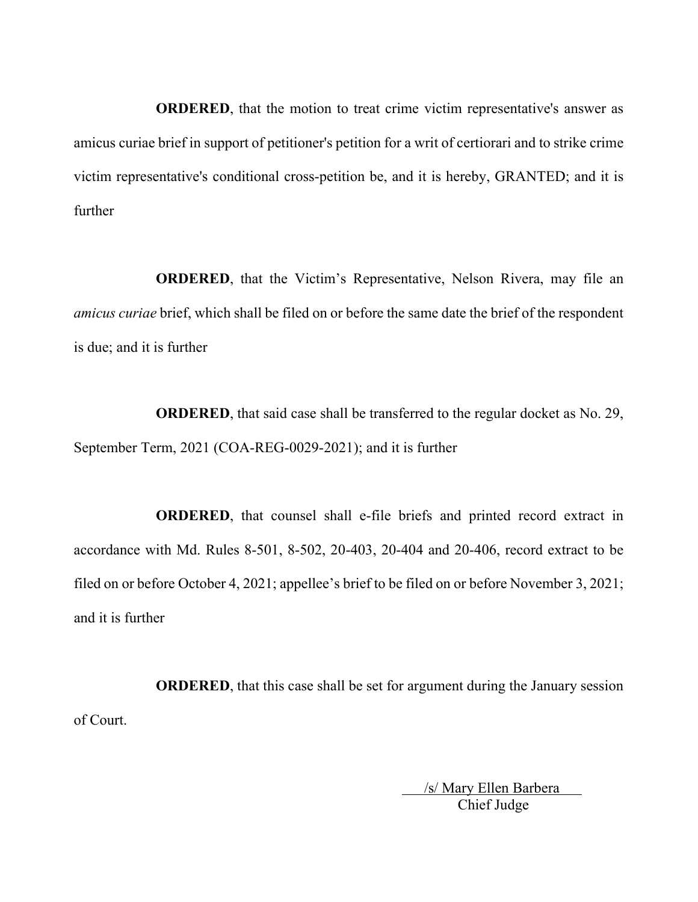**ORDERED**, that the motion to treat crime victim representative's answer as amicus curiae brief in support of petitioner's petition for a writ of certiorari and to strike crime victim representative's conditional cross-petition be, and it is hereby, GRANTED; and it is further

**ORDERED**, that the Victim's Representative, Nelson Rivera, may file an *amicus curiae* brief, which shall be filed on or before the same date the brief of the respondent is due; and it is further

**ORDERED**, that said case shall be transferred to the regular docket as No. 29, September Term, 2021 (COA-REG-0029-2021); and it is further

**ORDERED**, that counsel shall e-file briefs and printed record extract in accordance with Md. Rules 8-501, 8-502, 20-403, 20-404 and 20-406, record extract to be filed on or before October 4, 2021; appellee's brief to be filed on or before November 3, 2021; and it is further

**ORDERED**, that this case shall be set for argument during the January session of Court.

/s/ Mary Ellen Barbera
Chief Judge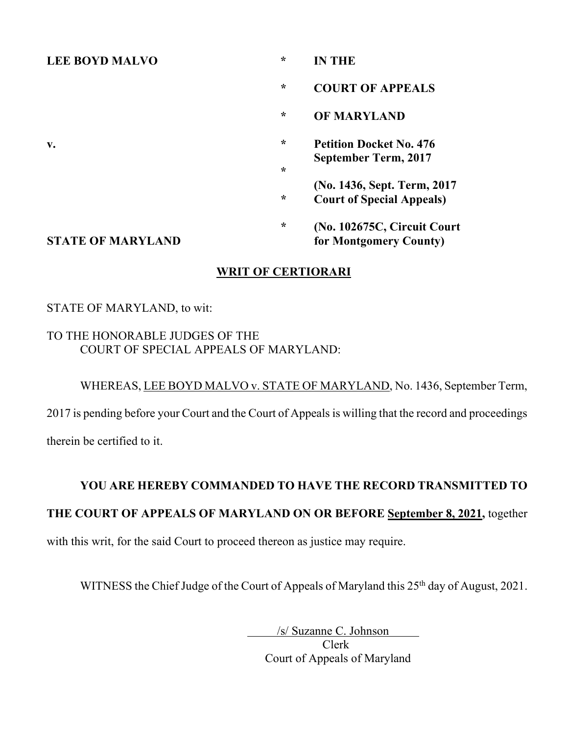| | | |
|---|---|---|
| **LEE BOYD MALVO** | * | **IN THE** |
| | * | **COURT OF APPEALS** |
| | * | **OF MARYLAND** |
| **v.** | * | **Petition Docket No. 476** **September Term, 2017** |
| | * | |
| | * | **(No. 1436, Sept. Term, 2017** **Court of Special Appeals)** |
| **STATE OF MARYLAND** | * | **(No. 102675C, Circuit Court** **for Montgomery County)** |

**WRIT OF CERTIORARI**

STATE OF MARYLAND, to wit:

TO THE HONORABLE JUDGES OF THE
COURT OF SPECIAL APPEALS OF MARYLAND:

WHEREAS, LEE BOYD MALVO v. STATE OF MARYLAND, No. 1436, September Term, 2017 is pending before your Court and the Court of Appeals is willing that the record and proceedings therein be certified to it.

**YOU ARE HEREBY COMMANDED TO HAVE THE RECORD TRANSMITTED TO THE COURT OF APPEALS OF MARYLAND ON OR BEFORE September 8, 2021,** together with this writ, for the said Court to proceed thereon as justice may require.

WITNESS the Chief Judge of the Court of Appeals of Maryland this 25th day of August, 2021.

/s/ Suzanne C. Johnson
Clerk
Court of Appeals of Maryland